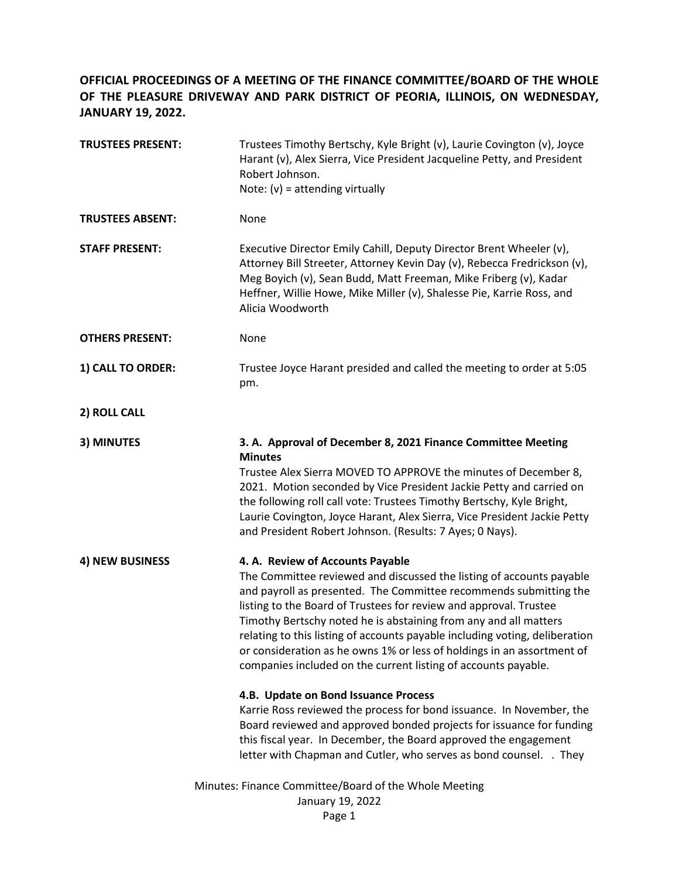**OFFICIAL PROCEEDINGS OF A MEETING OF THE FINANCE COMMITTEE/BOARD OF THE WHOLE OF THE PLEASURE DRIVEWAY AND PARK DISTRICT OF PEORIA, ILLINOIS, ON WEDNESDAY, JANUARY 19, 2022.**

**TRUSTEES PRESENT:** Trustees Timothy Bertschy, Kyle Bright (v), Laurie Covington (v), Joyce Harant (v), Alex Sierra, Vice President Jacqueline Petty, and President Robert Johnson.
Note: (v) = attending virtually

**TRUSTEES ABSENT:** None

**STAFF PRESENT:** Executive Director Emily Cahill, Deputy Director Brent Wheeler (v), Attorney Bill Streeter, Attorney Kevin Day (v), Rebecca Fredrickson (v), Meg Boyich (v), Sean Budd, Matt Freeman, Mike Friberg (v), Kadar Heffner, Willie Howe, Mike Miller (v), Shalesse Pie, Karrie Ross, and Alicia Woodworth

**OTHERS PRESENT:** None

**1) CALL TO ORDER:** Trustee Joyce Harant presided and called the meeting to order at 5:05 pm.

**2) ROLL CALL**

**3) MINUTES**

**3. A. Approval of December 8, 2021 Finance Committee Meeting Minutes**

Trustee Alex Sierra MOVED TO APPROVE the minutes of December 8, 2021. Motion seconded by Vice President Jackie Petty and carried on the following roll call vote: Trustees Timothy Bertschy, Kyle Bright, Laurie Covington, Joyce Harant, Alex Sierra, Vice President Jackie Petty and President Robert Johnson. (Results: 7 Ayes; 0 Nays).

**4) NEW BUSINESS**

**4. A. Review of Accounts Payable**

The Committee reviewed and discussed the listing of accounts payable and payroll as presented. The Committee recommends submitting the listing to the Board of Trustees for review and approval. Trustee Timothy Bertschy noted he is abstaining from any and all matters relating to this listing of accounts payable including voting, deliberation or consideration as he owns 1% or less of holdings in an assortment of companies included on the current listing of accounts payable.

**4.B. Update on Bond Issuance Process**

Karrie Ross reviewed the process for bond issuance. In November, the Board reviewed and approved bonded projects for issuance for funding this fiscal year. In December, the Board approved the engagement letter with Chapman and Cutler, who serves as bond counsel. . They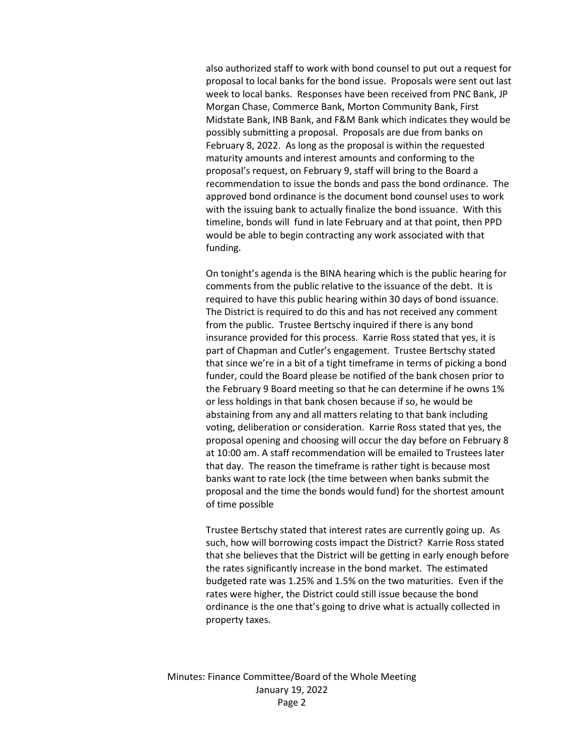also authorized staff to work with bond counsel to put out a request for proposal to local banks for the bond issue. Proposals were sent out last week to local banks. Responses have been received from PNC Bank, JP Morgan Chase, Commerce Bank, Morton Community Bank, First Midstate Bank, INB Bank, and F&M Bank which indicates they would be possibly submitting a proposal. Proposals are due from banks on February 8, 2022. As long as the proposal is within the requested maturity amounts and interest amounts and conforming to the proposal's request, on February 9, staff will bring to the Board a recommendation to issue the bonds and pass the bond ordinance. The approved bond ordinance is the document bond counsel uses to work with the issuing bank to actually finalize the bond issuance. With this timeline, bonds will fund in late February and at that point, then PPD would be able to begin contracting any work associated with that funding.

On tonight's agenda is the BINA hearing which is the public hearing for comments from the public relative to the issuance of the debt. It is required to have this public hearing within 30 days of bond issuance. The District is required to do this and has not received any comment from the public. Trustee Bertschy inquired if there is any bond insurance provided for this process. Karrie Ross stated that yes, it is part of Chapman and Cutler's engagement. Trustee Bertschy stated that since we're in a bit of a tight timeframe in terms of picking a bond funder, could the Board please be notified of the bank chosen prior to the February 9 Board meeting so that he can determine if he owns 1% or less holdings in that bank chosen because if so, he would be abstaining from any and all matters relating to that bank including voting, deliberation or consideration. Karrie Ross stated that yes, the proposal opening and choosing will occur the day before on February 8 at 10:00 am. A staff recommendation will be emailed to Trustees later that day. The reason the timeframe is rather tight is because most banks want to rate lock (the time between when banks submit the proposal and the time the bonds would fund) for the shortest amount of time possible

Trustee Bertschy stated that interest rates are currently going up. As such, how will borrowing costs impact the District? Karrie Ross stated that she believes that the District will be getting in early enough before the rates significantly increase in the bond market. The estimated budgeted rate was 1.25% and 1.5% on the two maturities. Even if the rates were higher, the District could still issue because the bond ordinance is the one that's going to drive what is actually collected in property taxes.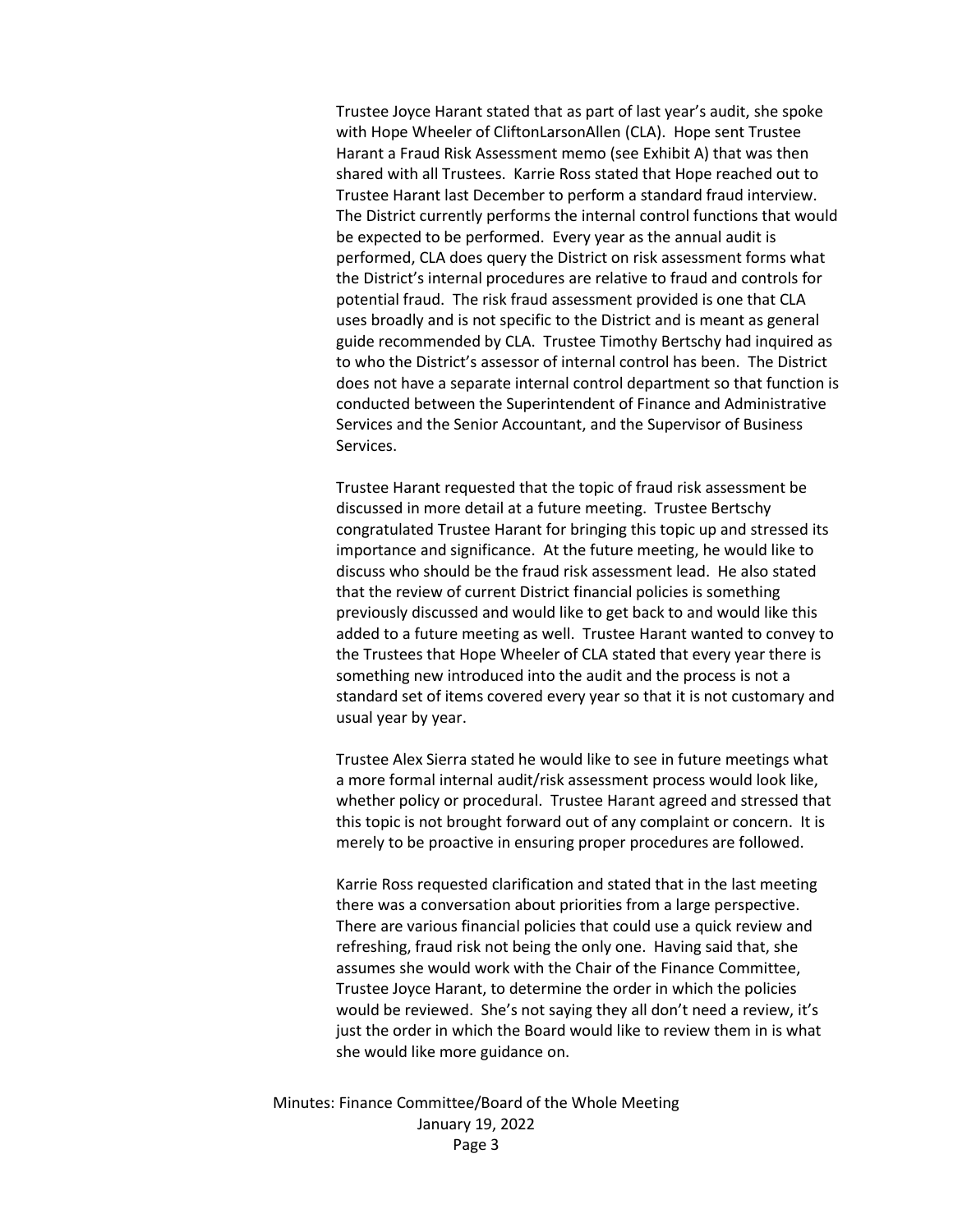Trustee Joyce Harant stated that as part of last year's audit, she spoke with Hope Wheeler of CliftonLarsonAllen (CLA). Hope sent Trustee Harant a Fraud Risk Assessment memo (see Exhibit A) that was then shared with all Trustees. Karrie Ross stated that Hope reached out to Trustee Harant last December to perform a standard fraud interview. The District currently performs the internal control functions that would be expected to be performed. Every year as the annual audit is performed, CLA does query the District on risk assessment forms what the District's internal procedures are relative to fraud and controls for potential fraud. The risk fraud assessment provided is one that CLA uses broadly and is not specific to the District and is meant as general guide recommended by CLA. Trustee Timothy Bertschy had inquired as to who the District's assessor of internal control has been. The District does not have a separate internal control department so that function is conducted between the Superintendent of Finance and Administrative Services and the Senior Accountant, and the Supervisor of Business Services.

Trustee Harant requested that the topic of fraud risk assessment be discussed in more detail at a future meeting. Trustee Bertschy congratulated Trustee Harant for bringing this topic up and stressed its importance and significance. At the future meeting, he would like to discuss who should be the fraud risk assessment lead. He also stated that the review of current District financial policies is something previously discussed and would like to get back to and would like this added to a future meeting as well. Trustee Harant wanted to convey to the Trustees that Hope Wheeler of CLA stated that every year there is something new introduced into the audit and the process is not a standard set of items covered every year so that it is not customary and usual year by year.

Trustee Alex Sierra stated he would like to see in future meetings what a more formal internal audit/risk assessment process would look like, whether policy or procedural. Trustee Harant agreed and stressed that this topic is not brought forward out of any complaint or concern. It is merely to be proactive in ensuring proper procedures are followed.

Karrie Ross requested clarification and stated that in the last meeting there was a conversation about priorities from a large perspective. There are various financial policies that could use a quick review and refreshing, fraud risk not being the only one. Having said that, she assumes she would work with the Chair of the Finance Committee, Trustee Joyce Harant, to determine the order in which the policies would be reviewed. She's not saying they all don't need a review, it's just the order in which the Board would like to review them in is what she would like more guidance on.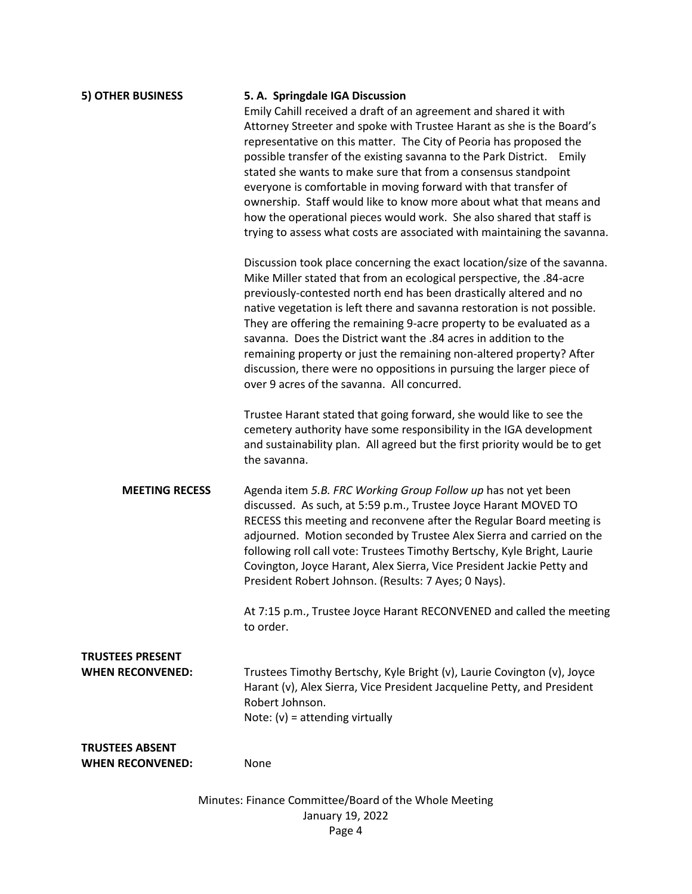**5) OTHER BUSINESS**

**5. A. Springdale IGA Discussion**

Emily Cahill received a draft of an agreement and shared it with Attorney Streeter and spoke with Trustee Harant as she is the Board's representative on this matter. The City of Peoria has proposed the possible transfer of the existing savanna to the Park District. Emily stated she wants to make sure that from a consensus standpoint everyone is comfortable in moving forward with that transfer of ownership. Staff would like to know more about what that means and how the operational pieces would work. She also shared that staff is trying to assess what costs are associated with maintaining the savanna.

Discussion took place concerning the exact location/size of the savanna. Mike Miller stated that from an ecological perspective, the .84-acre previously-contested north end has been drastically altered and no native vegetation is left there and savanna restoration is not possible. They are offering the remaining 9-acre property to be evaluated as a savanna. Does the District want the .84 acres in addition to the remaining property or just the remaining non-altered property? After discussion, there were no oppositions in pursuing the larger piece of over 9 acres of the savanna. All concurred.

Trustee Harant stated that going forward, she would like to see the cemetery authority have some responsibility in the IGA development and sustainability plan. All agreed but the first priority would be to get the savanna.

**MEETING RECESS**

Agenda item *5.B. FRC Working Group Follow up* has not yet been discussed. As such, at 5:59 p.m., Trustee Joyce Harant MOVED TO RECESS this meeting and reconvene after the Regular Board meeting is adjourned. Motion seconded by Trustee Alex Sierra and carried on the following roll call vote: Trustees Timothy Bertschy, Kyle Bright, Laurie Covington, Joyce Harant, Alex Sierra, Vice President Jackie Petty and President Robert Johnson. (Results: 7 Ayes; 0 Nays).

At 7:15 p.m., Trustee Joyce Harant RECONVENED and called the meeting to order.

**TRUSTEES PRESENT WHEN RECONVENED:**

Trustees Timothy Bertschy, Kyle Bright (v), Laurie Covington (v), Joyce Harant (v), Alex Sierra, Vice President Jacqueline Petty, and President Robert Johnson.
Note: (v) = attending virtually

**TRUSTEES ABSENT WHEN RECONVENED:**

None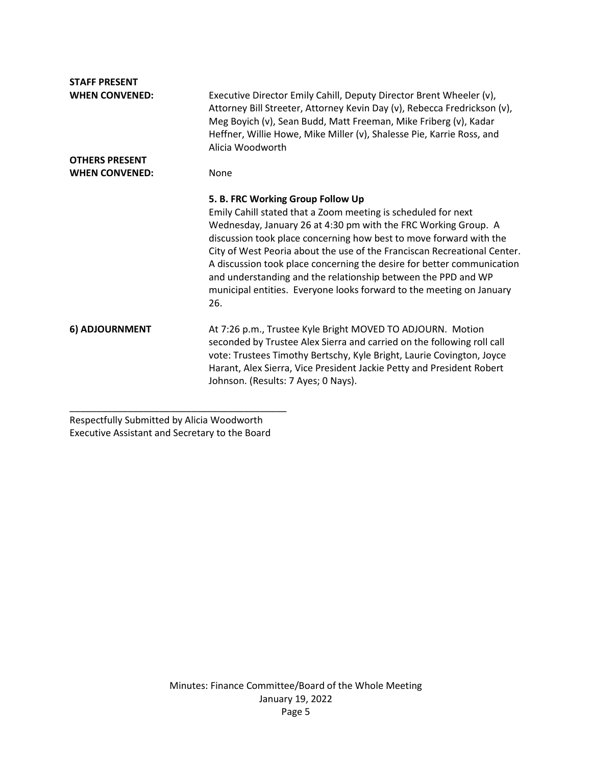**STAFF PRESENT WHEN CONVENED:** Executive Director Emily Cahill, Deputy Director Brent Wheeler (v), Attorney Bill Streeter, Attorney Kevin Day (v), Rebecca Fredrickson (v), Meg Boyich (v), Sean Budd, Matt Freeman, Mike Friberg (v), Kadar Heffner, Willie Howe, Mike Miller (v), Shalesse Pie, Karrie Ross, and Alicia Woodworth

**OTHERS PRESENT WHEN CONVENED:** None

**5. B. FRC Working Group Follow Up**

Emily Cahill stated that a Zoom meeting is scheduled for next Wednesday, January 26 at 4:30 pm with the FRC Working Group. A discussion took place concerning how best to move forward with the City of West Peoria about the use of the Franciscan Recreational Center. A discussion took place concerning the desire for better communication and understanding and the relationship between the PPD and WP municipal entities. Everyone looks forward to the meeting on January 26.

**6) ADJOURNMENT**

At 7:26 p.m., Trustee Kyle Bright MOVED TO ADJOURN. Motion seconded by Trustee Alex Sierra and carried on the following roll call vote: Trustees Timothy Bertschy, Kyle Bright, Laurie Covington, Joyce Harant, Alex Sierra, Vice President Jackie Petty and President Robert Johnson. (Results: 7 Ayes; 0 Nays).

\_\_\_\_\_\_\_\_\_\_\_\_\_\_\_\_\_\_\_\_\_\_\_\_\_\_\_\_\_\_\_\_\_\_\_\_\_\_\_\_\_\_

Respectfully Submitted by Alicia Woodworth
Executive Assistant and Secretary to the Board

Minutes: Finance Committee/Board of the Whole Meeting
January 19, 2022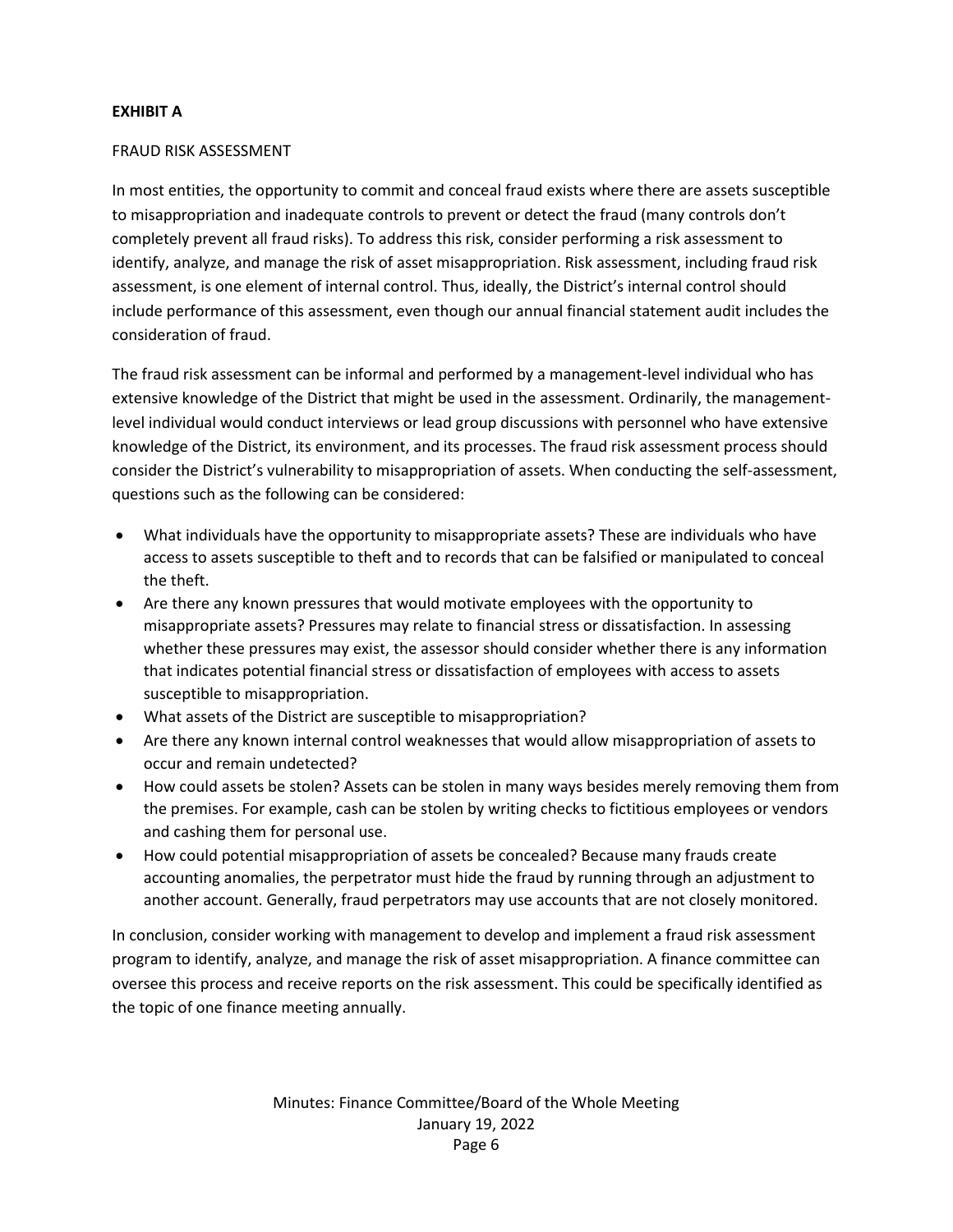**EXHIBIT A**

FRAUD RISK ASSESSMENT

In most entities, the opportunity to commit and conceal fraud exists where there are assets susceptible to misappropriation and inadequate controls to prevent or detect the fraud (many controls don't completely prevent all fraud risks). To address this risk, consider performing a risk assessment to identify, analyze, and manage the risk of asset misappropriation. Risk assessment, including fraud risk assessment, is one element of internal control. Thus, ideally, the District's internal control should include performance of this assessment, even though our annual financial statement audit includes the consideration of fraud.

The fraud risk assessment can be informal and performed by a management-level individual who has extensive knowledge of the District that might be used in the assessment. Ordinarily, the management-level individual would conduct interviews or lead group discussions with personnel who have extensive knowledge of the District, its environment, and its processes. The fraud risk assessment process should consider the District's vulnerability to misappropriation of assets. When conducting the self-assessment, questions such as the following can be considered:

- What individuals have the opportunity to misappropriate assets? These are individuals who have access to assets susceptible to theft and to records that can be falsified or manipulated to conceal the theft.
- Are there any known pressures that would motivate employees with the opportunity to misappropriate assets? Pressures may relate to financial stress or dissatisfaction. In assessing whether these pressures may exist, the assessor should consider whether there is any information that indicates potential financial stress or dissatisfaction of employees with access to assets susceptible to misappropriation.
- What assets of the District are susceptible to misappropriation?
- Are there any known internal control weaknesses that would allow misappropriation of assets to occur and remain undetected?
- How could assets be stolen? Assets can be stolen in many ways besides merely removing them from the premises. For example, cash can be stolen by writing checks to fictitious employees or vendors and cashing them for personal use.
- How could potential misappropriation of assets be concealed? Because many frauds create accounting anomalies, the perpetrator must hide the fraud by running through an adjustment to another account. Generally, fraud perpetrators may use accounts that are not closely monitored.

In conclusion, consider working with management to develop and implement a fraud risk assessment program to identify, analyze, and manage the risk of asset misappropriation. A finance committee can oversee this process and receive reports on the risk assessment. This could be specifically identified as the topic of one finance meeting annually.